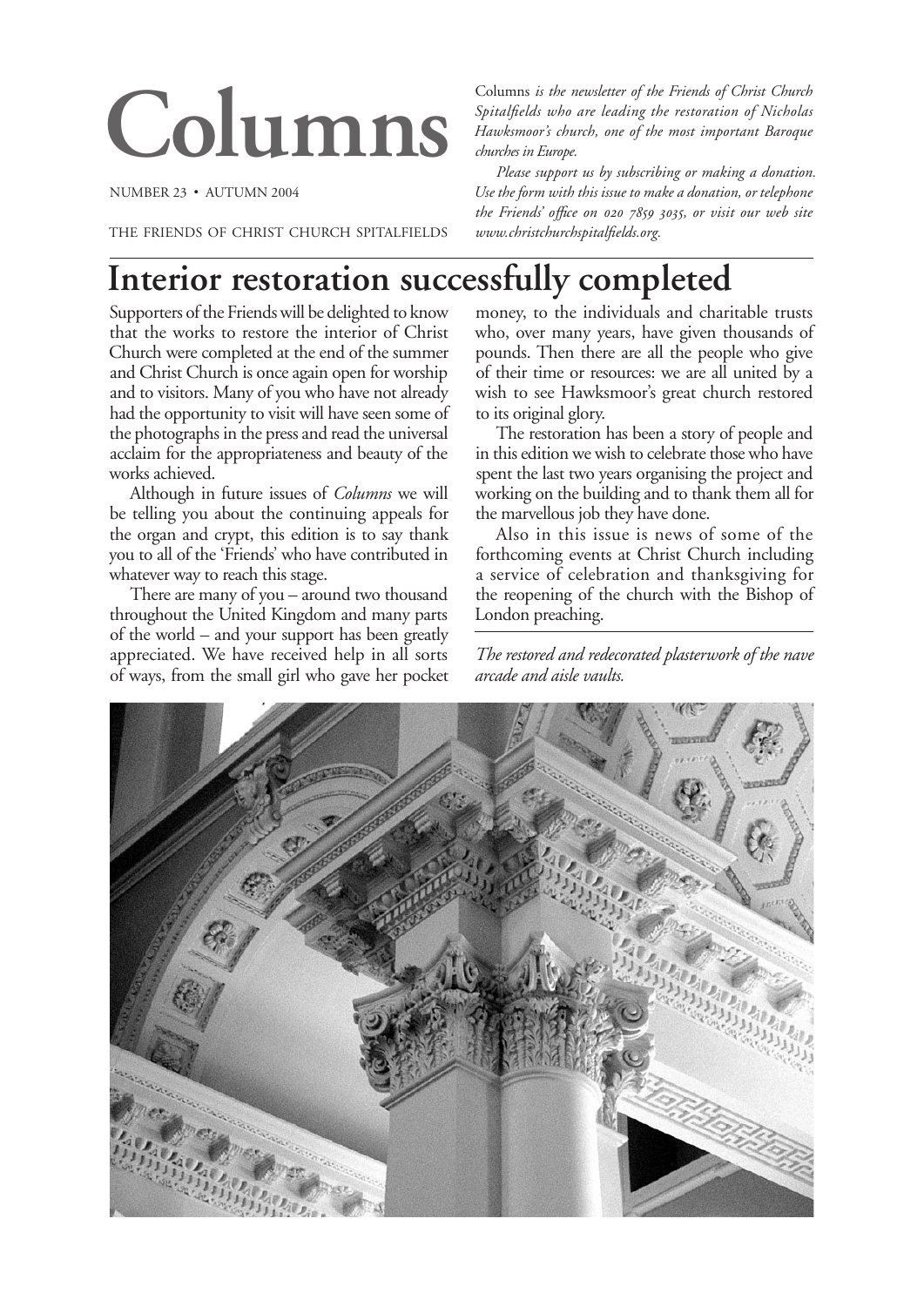# Columns

NUMBER 23 • AUTUMN 2004

THE FRIENDS OF CHRIST CHURCH SPITALFIELDS

Columns *is the newsletter of the Friends of Christ Church Spitalfields who are leading the restoration of Nicholas Hawksmoor's church, one of the most important Baroque churches in Europe.*

*Please support us by subscribing or making a donation. Use the form with this issue to make a donation, or telephone the Friends' office on 020 7859 3035, or visit our web site www.christchurchspitalfields.org.*

## Interior restoration successfully completed

Supporters of the Friends will be delighted to know that the works to restore the interior of Christ Church were completed at the end of the summer and Christ Church is once again open for worship and to visitors. Many of you who have not already had the opportunity to visit will have seen some of the photographs in the press and read the universal acclaim for the appropriateness and beauty of the works achieved.

Although in future issues of *Columns* we will be telling you about the continuing appeals for the organ and crypt, this edition is to say thank you to all of the 'Friends' who have contributed in whatever way to reach this stage.

There are many of you – around two thousand throughout the United Kingdom and many parts of the world – and your support has been greatly appreciated. We have received help in all sorts of ways, from the small girl who gave her pocket money, to the individuals and charitable trusts who, over many years, have given thousands of pounds. Then there are all the people who give of their time or resources: we are all united by a wish to see Hawksmoor's great church restored to its original glory.

The restoration has been a story of people and in this edition we wish to celebrate those who have spent the last two years organising the project and working on the building and to thank them all for the marvellous job they have done.

Also in this issue is news of some of the forthcoming events at Christ Church including a service of celebration and thanksgiving for the reopening of the church with the Bishop of London preaching.

*The restored and redecorated plasterwork of the nave arcade and aisle vaults.*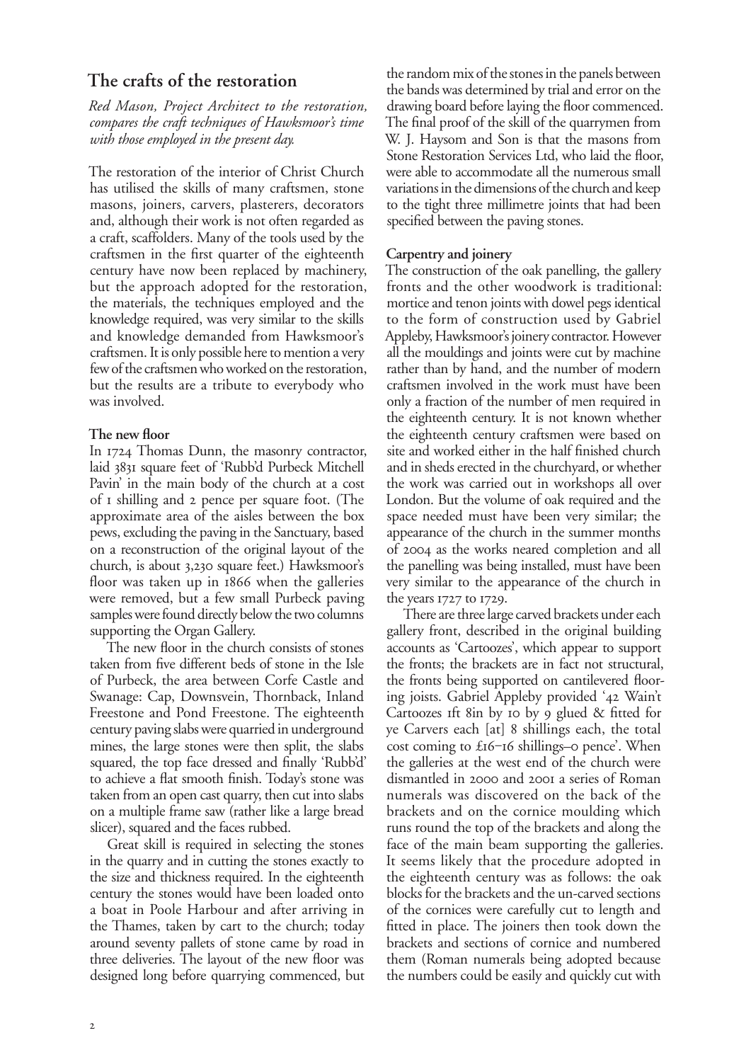## The crafts of the restoration

*Red Mason, Project Architect to the restoration, compares the craft techniques of Hawksmoor's time with those employed in the present day.*

The restoration of the interior of Christ Church has utilised the skills of many craftsmen, stone masons, joiners, carvers, plasterers, decorators and, although their work is not often regarded as a craft, scaffolders. Many of the tools used by the craftsmen in the first quarter of the eighteenth century have now been replaced by machinery, but the approach adopted for the restoration, the materials, the techniques employed and the knowledge required, was very similar to the skills and knowledge demanded from Hawksmoor's craftsmen. It is only possible here to mention a very few of the craftsmen who worked on the restoration, but the results are a tribute to everybody who was involved.

### The new floor

In 1724 Thomas Dunn, the masonry contractor, laid 3831 square feet of 'Rubb'd Purbeck Mitchell Pavin' in the main body of the church at a cost of 1 shilling and 2 pence per square foot. (The approximate area of the aisles between the box pews, excluding the paving in the Sanctuary, based on a reconstruction of the original layout of the church, is about 3,230 square feet.) Hawksmoor's floor was taken up in 1866 when the galleries were removed, but a few small Purbeck paving samples were found directly below the two columns supporting the Organ Gallery.

The new floor in the church consists of stones taken from five different beds of stone in the Isle of Purbeck, the area between Corfe Castle and Swanage: Cap, Downsvein, Thornback, Inland Freestone and Pond Freestone. The eighteenth century paving slabs were quarried in underground mines, the large stones were then split, the slabs squared, the top face dressed and finally 'Rubb'd' to achieve a flat smooth finish. Today's stone was taken from an open cast quarry, then cut into slabs on a multiple frame saw (rather like a large bread slicer), squared and the faces rubbed.

Great skill is required in selecting the stones in the quarry and in cutting the stones exactly to the size and thickness required. In the eighteenth century the stones would have been loaded onto a boat in Poole Harbour and after arriving in the Thames, taken by cart to the church; today around seventy pallets of stone came by road in three deliveries. The layout of the new floor was designed long before quarrying commenced, but the random mix of the stones in the panels between the bands was determined by trial and error on the drawing board before laying the floor commenced. The final proof of the skill of the quarrymen from W. J. Haysom and Son is that the masons from Stone Restoration Services Ltd, who laid the floor, were able to accommodate all the numerous small variations in the dimensions of the church and keep to the tight three millimetre joints that had been specified between the paving stones.

### Carpentry and joinery

The construction of the oak panelling, the gallery fronts and the other woodwork is traditional: mortice and tenon joints with dowel pegs identical to the form of construction used by Gabriel Appleby, Hawksmoor's joinery contractor. However all the mouldings and joints were cut by machine rather than by hand, and the number of modern craftsmen involved in the work must have been only a fraction of the number of men required in the eighteenth century. It is not known whether the eighteenth century craftsmen were based on site and worked either in the half finished church and in sheds erected in the churchyard, or whether the work was carried out in workshops all over London. But the volume of oak required and the space needed must have been very similar; the appearance of the church in the summer months of 2004 as the works neared completion and all the panelling was being installed, must have been very similar to the appearance of the church in the years 1727 to 1729.

There are three large carved brackets under each gallery front, described in the original building accounts as 'Cartoozes', which appear to support the fronts; the brackets are in fact not structural, the fronts being supported on cantilevered flooring joists. Gabriel Appleby provided '42 Wain't Cartoozes 1ft 8in by 10 by 9 glued & fitted for ye Carvers each [at] 8 shillings each, the total cost coming to £16–16 shillings–0 pence'. When the galleries at the west end of the church were dismantled in 2000 and 2001 a series of Roman numerals was discovered on the back of the brackets and on the cornice moulding which runs round the top of the brackets and along the face of the main beam supporting the galleries. It seems likely that the procedure adopted in the eighteenth century was as follows: the oak blocks for the brackets and the un-carved sections of the cornices were carefully cut to length and fitted in place. The joiners then took down the brackets and sections of cornice and numbered them (Roman numerals being adopted because the numbers could be easily and quickly cut with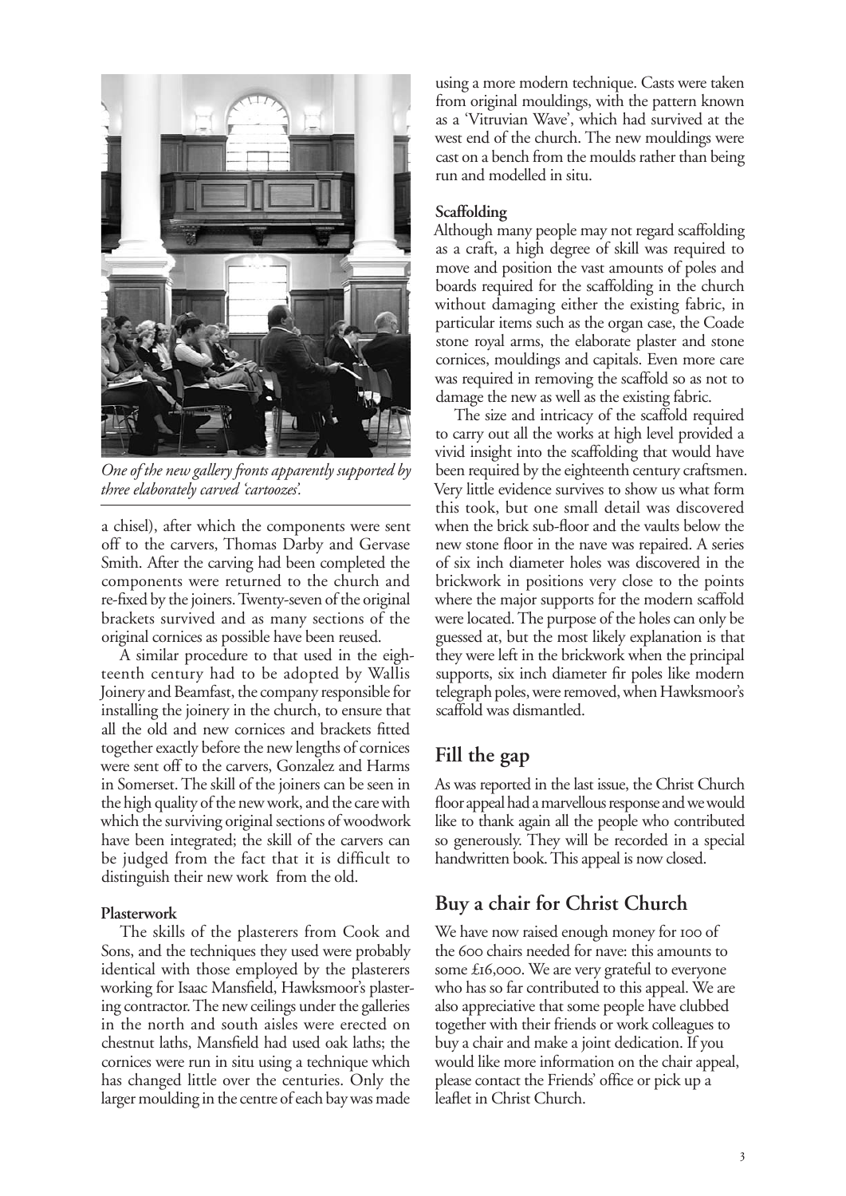*One of the new gallery fronts apparently supported by three elaborately carved 'cartoozes'.*

a chisel), after which the components were sent off to the carvers, Thomas Darby and Gervase Smith. After the carving had been completed the components were returned to the church and re-fixed by the joiners. Twenty-seven of the original brackets survived and as many sections of the original cornices as possible have been reused.

A similar procedure to that used in the eighteenth century had to be adopted by Wallis Joinery and Beamfast, the company responsible for installing the joinery in the church, to ensure that all the old and new cornices and brackets fitted together exactly before the new lengths of cornices were sent off to the carvers, Gonzalez and Harms in Somerset. The skill of the joiners can be seen in the high quality of the new work, and the care with which the surviving original sections of woodwork have been integrated; the skill of the carvers can be judged from the fact that it is difficult to distinguish their new work from the old.

#### Plasterwork

The skills of the plasterers from Cook and Sons, and the techniques they used were probably identical with those employed by the plasterers working for Isaac Mansfield, Hawksmoor's plastering contractor. The new ceilings under the galleries in the north and south aisles were erected on chestnut laths, Mansfield had used oak laths; the cornices were run in situ using a technique which has changed little over the centuries. Only the larger moulding in the centre of each bay was made using a more modern technique. Casts were taken from original mouldings, with the pattern known as a 'Vitruvian Wave', which had survived at the west end of the church. The new mouldings were cast on a bench from the moulds rather than being run and modelled in situ.

#### Scaffolding

Although many people may not regard scaffolding as a craft, a high degree of skill was required to move and position the vast amounts of poles and boards required for the scaffolding in the church without damaging either the existing fabric, in particular items such as the organ case, the Coade stone royal arms, the elaborate plaster and stone cornices, mouldings and capitals. Even more care was required in removing the scaffold so as not to damage the new as well as the existing fabric.

The size and intricacy of the scaffold required to carry out all the works at high level provided a vivid insight into the scaffolding that would have been required by the eighteenth century craftsmen. Very little evidence survives to show us what form this took, but one small detail was discovered when the brick sub-floor and the vaults below the new stone floor in the nave was repaired. A series of six inch diameter holes was discovered in the brickwork in positions very close to the points where the major supports for the modern scaffold were located. The purpose of the holes can only be guessed at, but the most likely explanation is that they were left in the brickwork when the principal supports, six inch diameter fir poles like modern telegraph poles, were removed, when Hawksmoor's scaffold was dismantled.

## Fill the gap

As was reported in the last issue, the Christ Church floor appeal had a marvellous response and we would like to thank again all the people who contributed so generously. They will be recorded in a special handwritten book. This appeal is now closed.

## Buy a chair for Christ Church

We have now raised enough money for 100 of the 600 chairs needed for nave: this amounts to some £16,000. We are very grateful to everyone who has so far contributed to this appeal. We are also appreciative that some people have clubbed together with their friends or work colleagues to buy a chair and make a joint dedication. If you would like more information on the chair appeal, please contact the Friends' office or pick up a leaflet in Christ Church.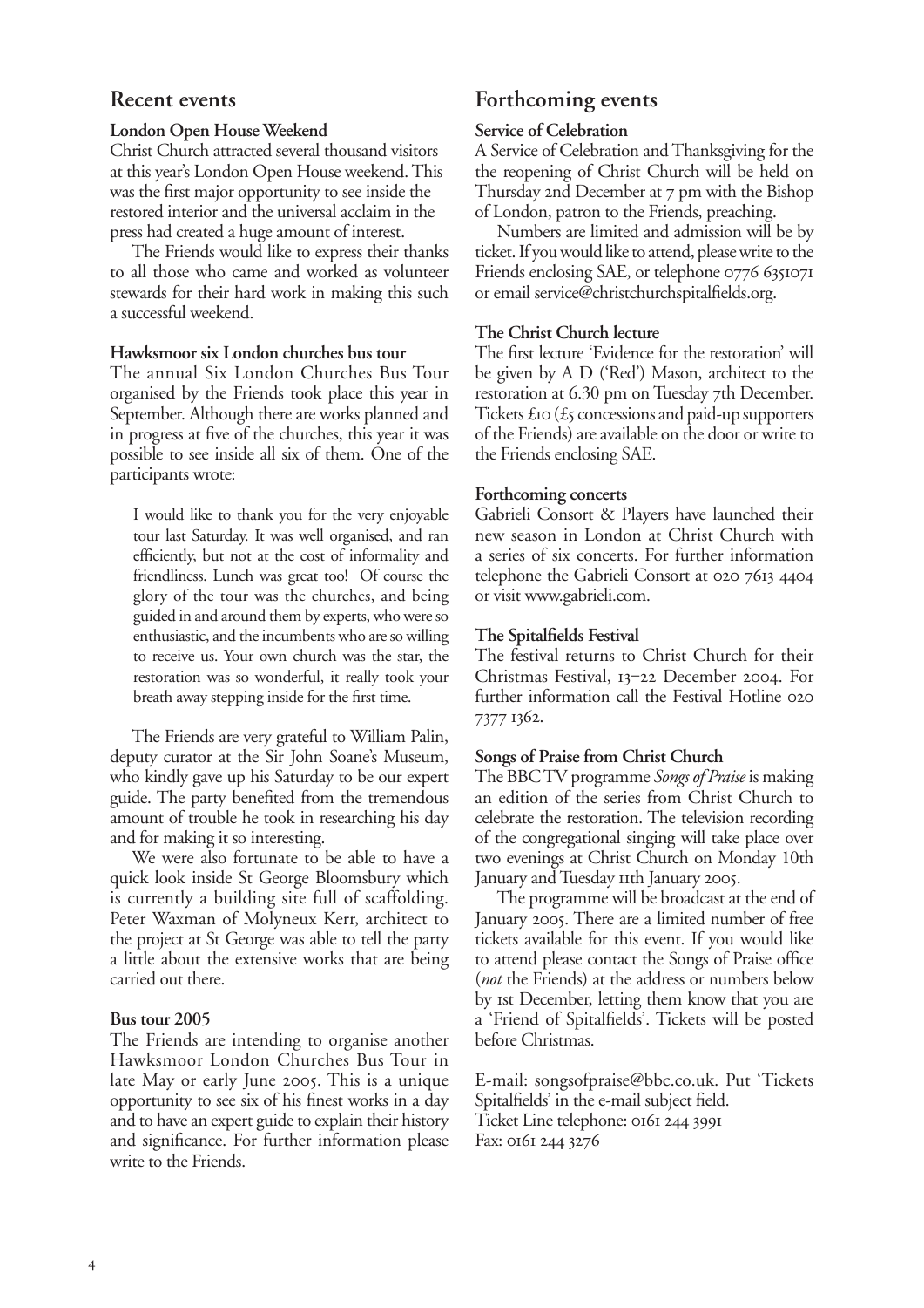## Recent events

### London Open House Weekend

Christ Church attracted several thousand visitors at this year's London Open House weekend. This was the first major opportunity to see inside the restored interior and the universal acclaim in the press had created a huge amount of interest.

The Friends would like to express their thanks to all those who came and worked as volunteer stewards for their hard work in making this such a successful weekend.

### Hawksmoor six London churches bus tour

The annual Six London Churches Bus Tour organised by the Friends took place this year in September. Although there are works planned and in progress at five of the churches, this year it was possible to see inside all six of them. One of the participants wrote:

> I would like to thank you for the very enjoyable tour last Saturday. It was well organised, and ran efficiently, but not at the cost of informality and friendliness. Lunch was great too! Of course the glory of the tour was the churches, and being guided in and around them by experts, who were so enthusiastic, and the incumbents who are so willing to receive us. Your own church was the star, the restoration was so wonderful, it really took your breath away stepping inside for the first time.

The Friends are very grateful to William Palin, deputy curator at the Sir John Soane's Museum, who kindly gave up his Saturday to be our expert guide. The party benefited from the tremendous amount of trouble he took in researching his day and for making it so interesting.

We were also fortunate to be able to have a quick look inside St George Bloomsbury which is currently a building site full of scaffolding. Peter Waxman of Molyneux Kerr, architect to the project at St George was able to tell the party a little about the extensive works that are being carried out there.

### Bus tour 2005

The Friends are intending to organise another Hawksmoor London Churches Bus Tour in late May or early June 2005. This is a unique opportunity to see six of his finest works in a day and to have an expert guide to explain their history and significance. For further information please write to the Friends.

## Forthcoming events

### Service of Celebration

A Service of Celebration and Thanksgiving for the the reopening of Christ Church will be held on Thursday 2nd December at 7 pm with the Bishop of London, patron to the Friends, preaching.

Numbers are limited and admission will be by ticket. If you would like to attend, please write to the Friends enclosing SAE, or telephone 0776 6351071 or email service@christchurchspitalfields.org.

### The Christ Church lecture

The first lecture 'Evidence for the restoration' will be given by A D ('Red') Mason, architect to the restoration at 6.30 pm on Tuesday 7th December. Tickets £10 (£5 concessions and paid-up supporters of the Friends) are available on the door or write to the Friends enclosing SAE.

### Forthcoming concerts

Gabrieli Consort & Players have launched their new season in London at Christ Church with a series of six concerts. For further information telephone the Gabrieli Consort at 020 7613 4404 or visit www.gabrieli.com.

### The Spitalfields Festival

The festival returns to Christ Church for their Christmas Festival, 13–22 December 2004. For further information call the Festival Hotline 020 7377 1362.

### Songs of Praise from Christ Church

The BBC TV programme *Songs of Praise* is making an edition of the series from Christ Church to celebrate the restoration. The television recording of the congregational singing will take place over two evenings at Christ Church on Monday 10th January and Tuesday 11th January 2005.

The programme will be broadcast at the end of January 2005. There are a limited number of free tickets available for this event. If you would like to attend please contact the Songs of Praise office (*not* the Friends) at the address or numbers below by 1st December, letting them know that you are a 'Friend of Spitalfields'. Tickets will be posted before Christmas.

E-mail: songsofpraise@bbc.co.uk. Put 'Tickets Spitalfields' in the e-mail subject field.
Ticket Line telephone: 0161 244 3991
Fax: 0161 244 3276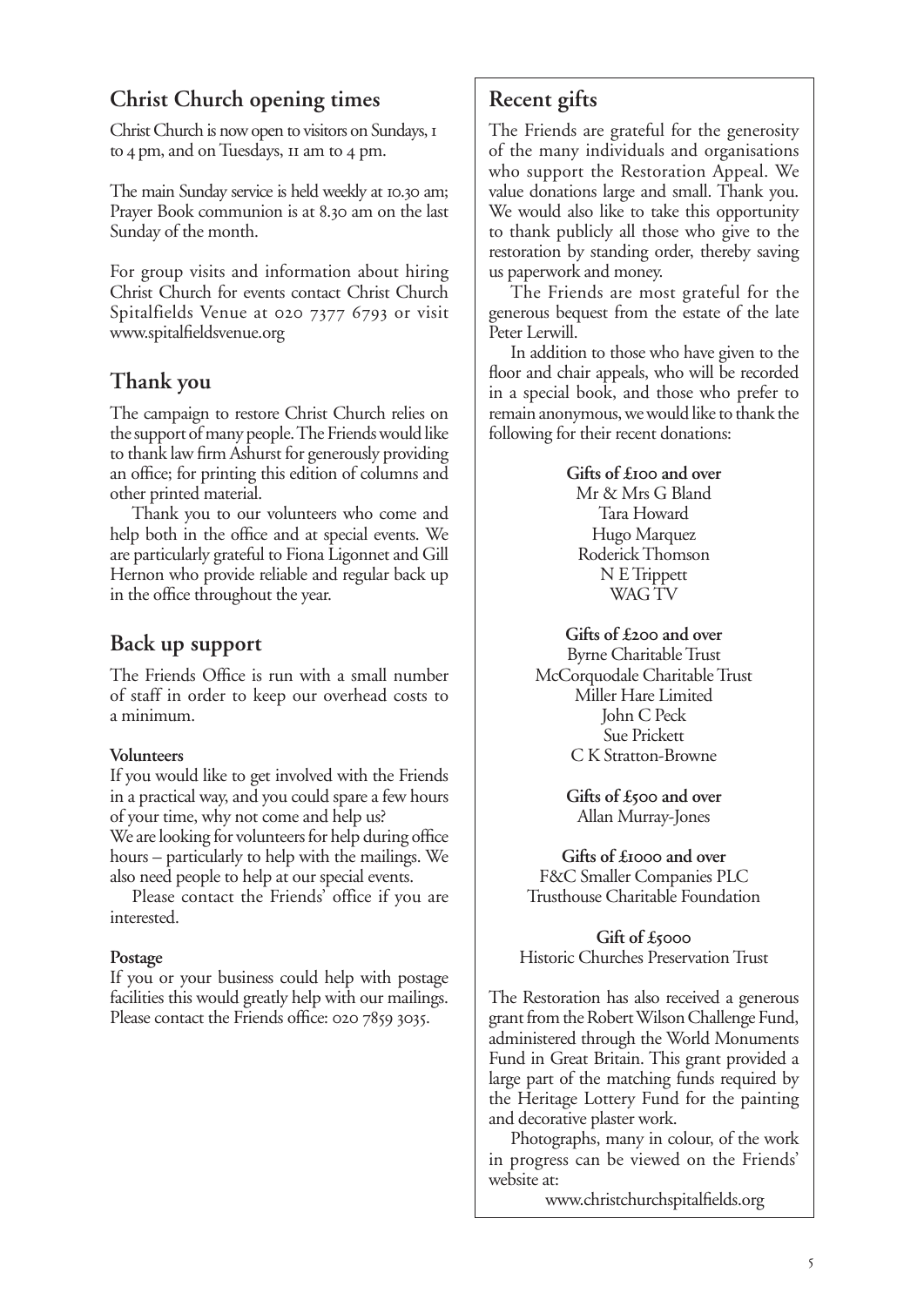## Christ Church opening times

Christ Church is now open to visitors on Sundays, 1 to 4 pm, and on Tuesdays, 11 am to 4 pm.

The main Sunday service is held weekly at 10.30 am; Prayer Book communion is at 8.30 am on the last Sunday of the month.

For group visits and information about hiring Christ Church for events contact Christ Church Spitalfields Venue at 020 7377 6793 or visit www.spitalfieldsvenue.org

## Thank you

The campaign to restore Christ Church relies on the support of many people. The Friends would like to thank law firm Ashurst for generously providing an office; for printing this edition of columns and other printed material.

Thank you to our volunteers who come and help both in the office and at special events. We are particularly grateful to Fiona Ligonnet and Gill Hernon who provide reliable and regular back up in the office throughout the year.

## Back up support

The Friends Office is run with a small number of staff in order to keep our overhead costs to a minimum.

**Volunteers**

If you would like to get involved with the Friends in a practical way, and you could spare a few hours of your time, why not come and help us?

We are looking for volunteers for help during office hours – particularly to help with the mailings. We also need people to help at our special events.

Please contact the Friends' office if you are interested.

**Postage**

If you or your business could help with postage facilities this would greatly help with our mailings. Please contact the Friends office: 020 7859 3035.

## Recent gifts

The Friends are grateful for the generosity of the many individuals and organisations who support the Restoration Appeal. We value donations large and small. Thank you. We would also like to take this opportunity to thank publicly all those who give to the restoration by standing order, thereby saving us paperwork and money.

The Friends are most grateful for the generous bequest from the estate of the late Peter Lerwill.

In addition to those who have given to the floor and chair appeals, who will be recorded in a special book, and those who prefer to remain anonymous, we would like to thank the following for their recent donations:

**Gifts of £100 and over**

Mr & Mrs G Bland
Tara Howard
Hugo Marquez
Roderick Thomson
N E Trippett
WAG TV

**Gifts of £200 and over**

Byrne Charitable Trust
McCorquodale Charitable Trust
Miller Hare Limited
John C Peck
Sue Prickett
C K Stratton-Browne

**Gifts of £500 and over**

Allan Murray-Jones

**Gifts of £1000 and over**

F&C Smaller Companies PLC
Trusthouse Charitable Foundation

**Gift of £5000**

Historic Churches Preservation Trust

The Restoration has also received a generous grant from the Robert Wilson Challenge Fund, administered through the World Monuments Fund in Great Britain. This grant provided a large part of the matching funds required by the Heritage Lottery Fund for the painting and decorative plaster work.

Photographs, many in colour, of the work in progress can be viewed on the Friends' website at:

www.christchurchspitalfields.org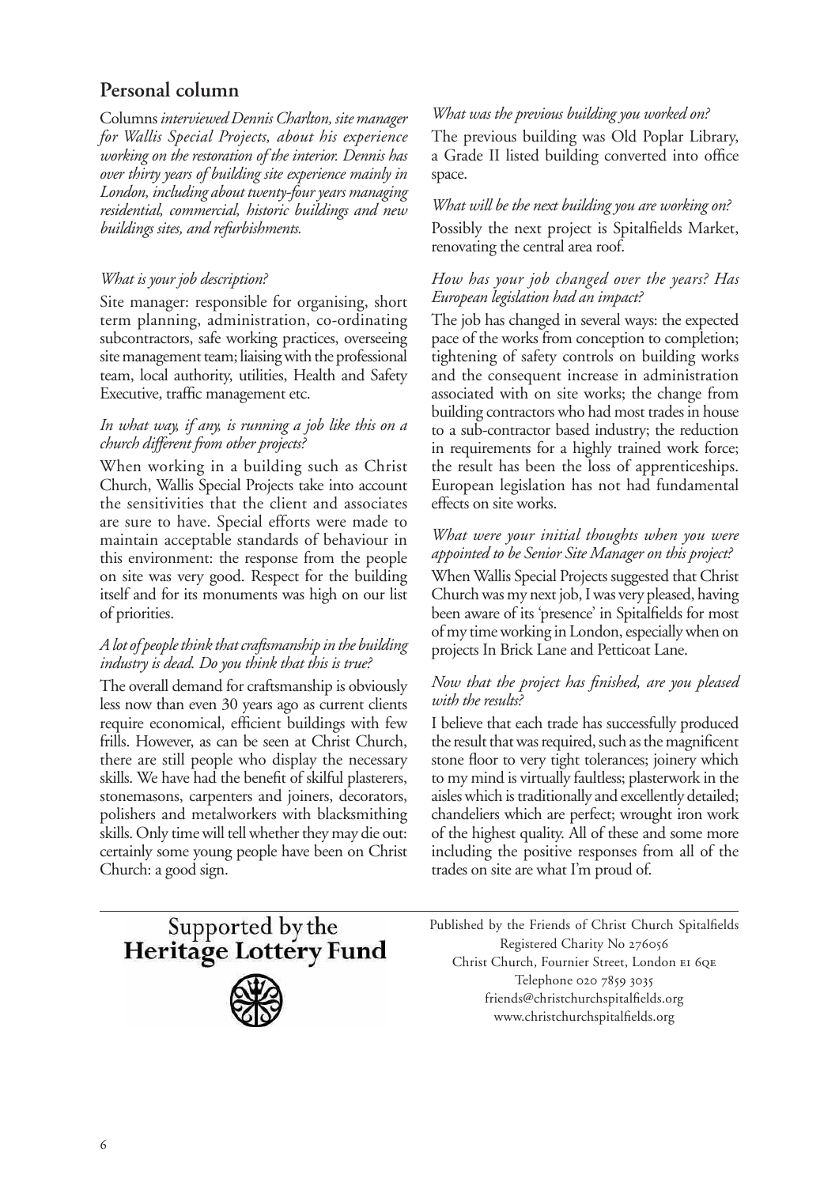## Personal column

Columns *interviewed Dennis Charlton, site manager for Wallis Special Projects, about his experience working on the restoration of the interior. Dennis has over thirty years of building site experience mainly in London, including about twenty-four years managing residential, commercial, historic buildings and new buildings sites, and refurbishments.*

*What is your job description?*

Site manager: responsible for organising, short term planning, administration, co-ordinating subcontractors, safe working practices, overseeing site management team; liaising with the professional team, local authority, utilities, Health and Safety Executive, traffic management etc.

*In what way, if any, is running a job like this on a church different from other projects?*

When working in a building such as Christ Church, Wallis Special Projects take into account the sensitivities that the client and associates are sure to have. Special efforts were made to maintain acceptable standards of behaviour in this environment: the response from the people on site was very good. Respect for the building itself and for its monuments was high on our list of priorities.

*A lot of people think that craftsmanship in the building industry is dead. Do you think that this is true?*

The overall demand for craftsmanship is obviously less now than even 30 years ago as current clients require economical, efficient buildings with few frills. However, as can be seen at Christ Church, there are still people who display the necessary skills. We have had the benefit of skilful plasterers, stonemasons, carpenters and joiners, decorators, polishers and metalworkers with blacksmithing skills. Only time will tell whether they may die out: certainly some young people have been on Christ Church: a good sign.

*What was the previous building you worked on?*

The previous building was Old Poplar Library, a Grade II listed building converted into office space.

*What will be the next building you are working on?*

Possibly the next project is Spitalfields Market, renovating the central area roof.

*How has your job changed over the years? Has European legislation had an impact?*

The job has changed in several ways: the expected pace of the works from conception to completion; tightening of safety controls on building works and the consequent increase in administration associated with on site works; the change from building contractors who had most trades in house to a sub-contractor based industry; the reduction in requirements for a highly trained work force; the result has been the loss of apprenticeships. European legislation has not had fundamental effects on site works.

*What were your initial thoughts when you were appointed to be Senior Site Manager on this project?*

When Wallis Special Projects suggested that Christ Church was my next job, I was very pleased, having been aware of its 'presence' in Spitalfields for most of my time working in London, especially when on projects In Brick Lane and Petticoat Lane.

*Now that the project has finished, are you pleased with the results?*

I believe that each trade has successfully produced the result that was required, such as the magnificent stone floor to very tight tolerances; joinery which to my mind is virtually faultless; plasterwork in the aisles which is traditionally and excellently detailed; chandeliers which are perfect; wrought iron work of the highest quality. All of these and some more including the positive responses from all of the trades on site are what I'm proud of.

---

Supported by the **Heritage Lottery Fund**

Published by the Friends of Christ Church Spitalfields
Registered Charity No 276056
Christ Church, Fournier Street, London E1 6QE
Telephone 020 7859 3035
friends@christchurchspitalfields.org
www.christchurchspitalfields.org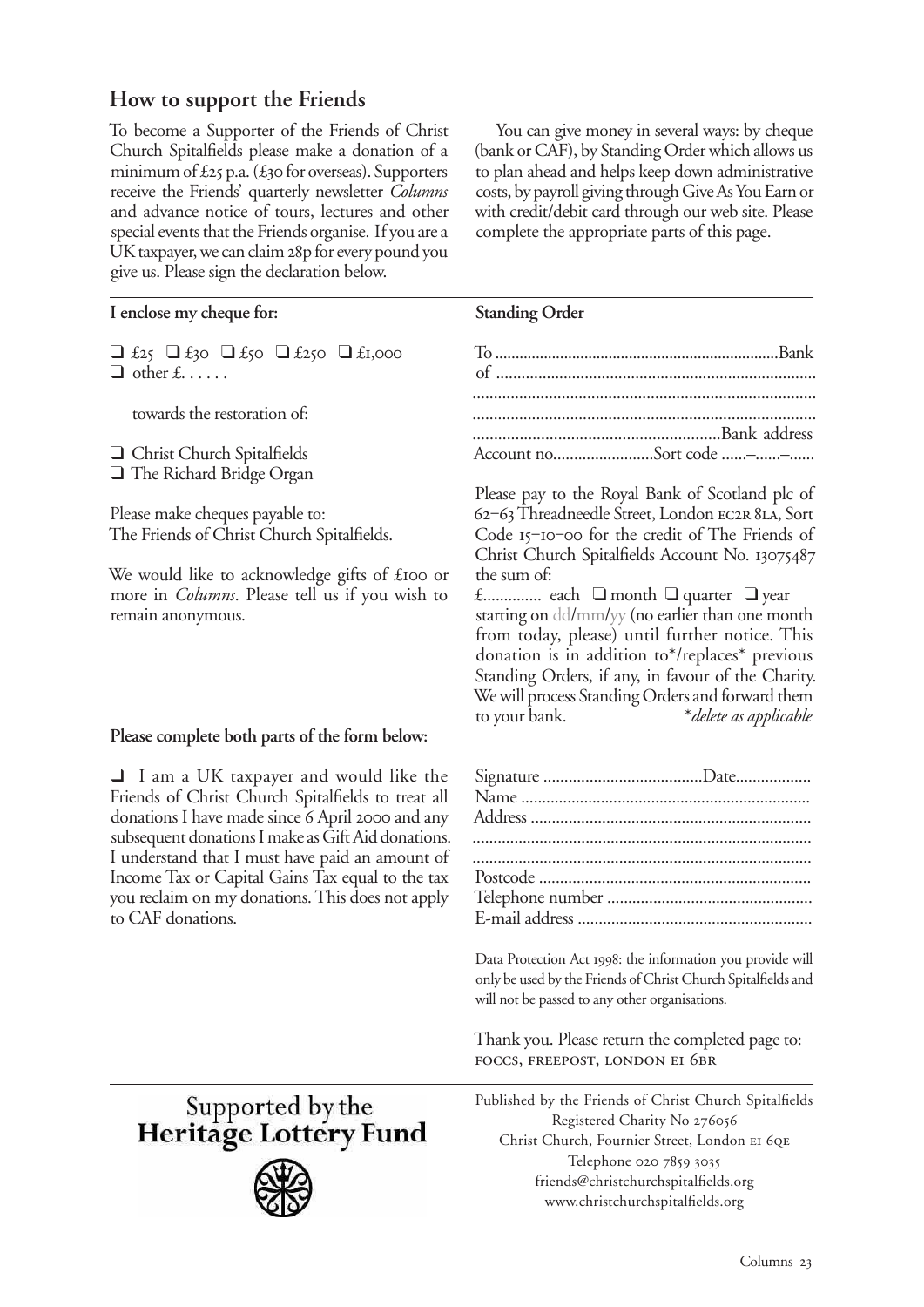## How to support the Friends

To become a Supporter of the Friends of Christ Church Spitalfields please make a donation of a minimum of £25 p.a. (£30 for overseas). Supporters receive the Friends' quarterly newsletter *Columns* and advance notice of tours, lectures and other special events that the Friends organise. If you are a UK taxpayer, we can claim 28p for every pound you give us. Please sign the declaration below.

You can give money in several ways: by cheque (bank or CAF), by Standing Order which allows us to plan ahead and helps keep down administrative costs, by payroll giving through Give As You Earn or with credit/debit card through our web site. Please complete the appropriate parts of this page.

**I enclose my cheque for:**

❑ £25 ❑ £30 ❑ £50 ❑ £250 ❑ £1,000
❑ other £. . . . . .

towards the restoration of:

❑ Christ Church Spitalfields
❑ The Richard Bridge Organ

Please make cheques payable to:
The Friends of Christ Church Spitalfields.

We would like to acknowledge gifts of £100 or more in *Columns*. Please tell us if you wish to remain anonymous.

**Standing Order**

To ..................................................................Bank
of ..........................................................................
.................................................................................
.................................................................................
.........................................................Bank address
Account no........................Sort code ......–......–......

Please pay to the Royal Bank of Scotland plc of 62–63 Threadneedle Street, London EC2R 8LA, Sort Code 15–10–00 for the credit of The Friends of Christ Church Spitalfields Account No. 13075487 the sum of:
£.............. each ❑ month ❑ quarter ❑ year
starting on dd/mm/yy (no earlier than one month from today, please) until further notice. This donation is in addition to*/replaces* previous Standing Orders, if any, in favour of the Charity. We will process Standing Orders and forward them to your bank. *\*delete as applicable*

**Please complete both parts of the form below:**

❑ I am a UK taxpayer and would like the Friends of Christ Church Spitalfields to treat all donations I have made since 6 April 2000 and any subsequent donations I make as Gift Aid donations. I understand that I must have paid an amount of Income Tax or Capital Gains Tax equal to the tax you reclaim on my donations. This does not apply to CAF donations.

Signature ......................................Date..................
Name ....................................................................
Address ..................................................................
.................................................................................
.................................................................................
Postcode ................................................................
Telephone number ................................................
E-mail address .......................................................

Data Protection Act 1998: the information you provide will only be used by the Friends of Christ Church Spitalfields and will not be passed to any other organisations.

Thank you. Please return the completed page to:
FOCCS, FREEPOST, LONDON E1 6BR

Supported by the
**Heritage Lottery Fund**

Published by the Friends of Christ Church Spitalfields
Registered Charity No 276056
Christ Church, Fournier Street, London E1 6QE
Telephone 020 7859 3035
friends@christchurchspitalfields.org
www.christchurchspitalfields.org